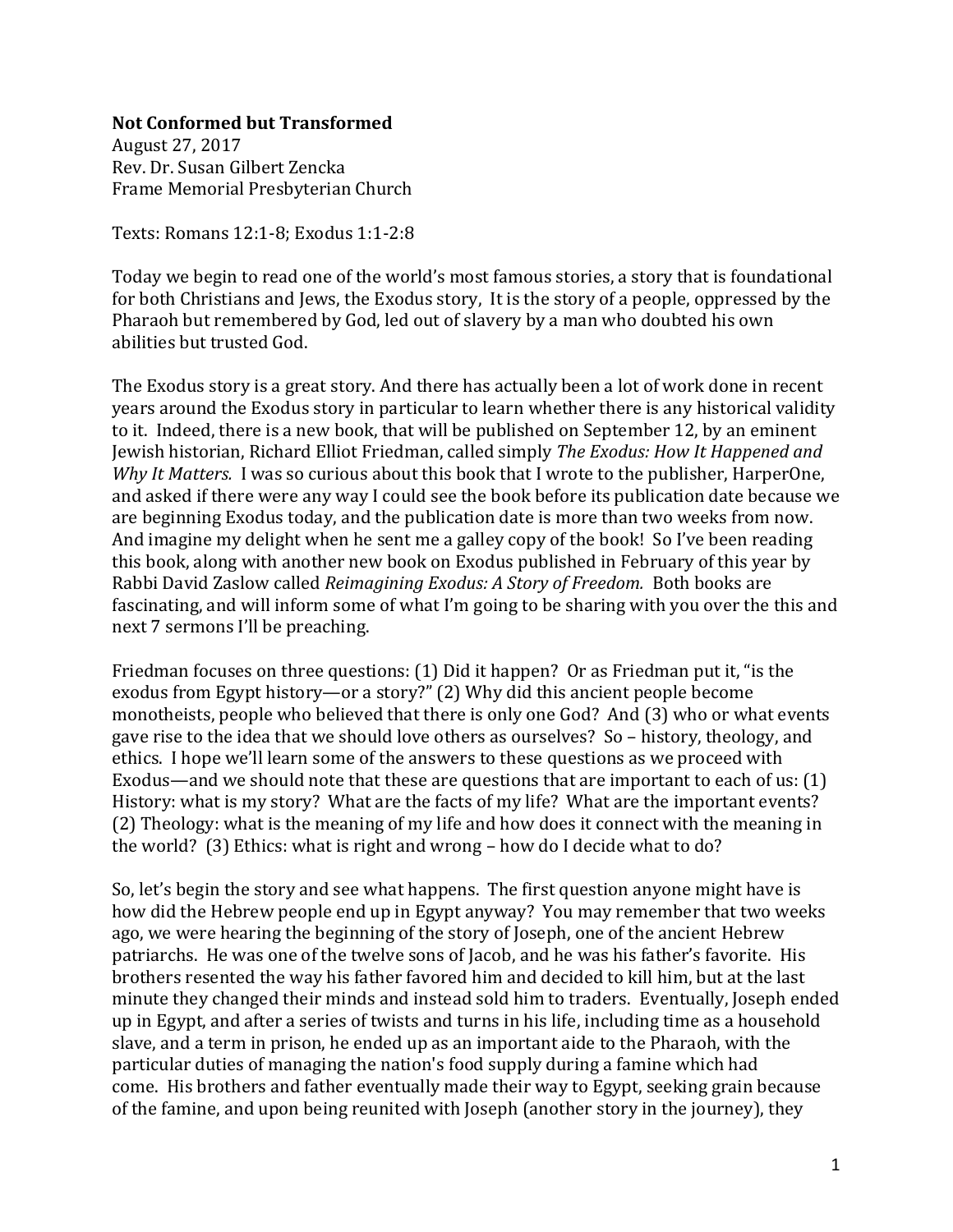**Not Conformed but Transformed**
August 27, 2017
Rev. Dr. Susan Gilbert Zencka
Frame Memorial Presbyterian Church

Texts: Romans 12:1-8; Exodus 1:1-2:8

Today we begin to read one of the world's most famous stories, a story that is foundational for both Christians and Jews, the Exodus story, It is the story of a people, oppressed by the Pharaoh but remembered by God, led out of slavery by a man who doubted his own abilities but trusted God.

The Exodus story is a great story. And there has actually been a lot of work done in recent years around the Exodus story in particular to learn whether there is any historical validity to it. Indeed, there is a new book, that will be published on September 12, by an eminent Jewish historian, Richard Elliot Friedman, called simply *The Exodus: How It Happened and Why It Matters.* I was so curious about this book that I wrote to the publisher, HarperOne, and asked if there were any way I could see the book before its publication date because we are beginning Exodus today, and the publication date is more than two weeks from now. And imagine my delight when he sent me a galley copy of the book! So I've been reading this book, along with another new book on Exodus published in February of this year by Rabbi David Zaslow called *Reimagining Exodus: A Story of Freedom.* Both books are fascinating, and will inform some of what I'm going to be sharing with you over the this and next 7 sermons I'll be preaching.

Friedman focuses on three questions: (1) Did it happen? Or as Friedman put it, "is the exodus from Egypt history—or a story?" (2) Why did this ancient people become monotheists, people who believed that there is only one God? And (3) who or what events gave rise to the idea that we should love others as ourselves? So – history, theology, and ethics. I hope we'll learn some of the answers to these questions as we proceed with Exodus—and we should note that these are questions that are important to each of us: (1) History: what is my story? What are the facts of my life? What are the important events? (2) Theology: what is the meaning of my life and how does it connect with the meaning in the world? (3) Ethics: what is right and wrong – how do I decide what to do?

So, let's begin the story and see what happens. The first question anyone might have is how did the Hebrew people end up in Egypt anyway? You may remember that two weeks ago, we were hearing the beginning of the story of Joseph, one of the ancient Hebrew patriarchs. He was one of the twelve sons of Jacob, and he was his father's favorite. His brothers resented the way his father favored him and decided to kill him, but at the last minute they changed their minds and instead sold him to traders. Eventually, Joseph ended up in Egypt, and after a series of twists and turns in his life, including time as a household slave, and a term in prison, he ended up as an important aide to the Pharaoh, with the particular duties of managing the nation's food supply during a famine which had come. His brothers and father eventually made their way to Egypt, seeking grain because of the famine, and upon being reunited with Joseph (another story in the journey), they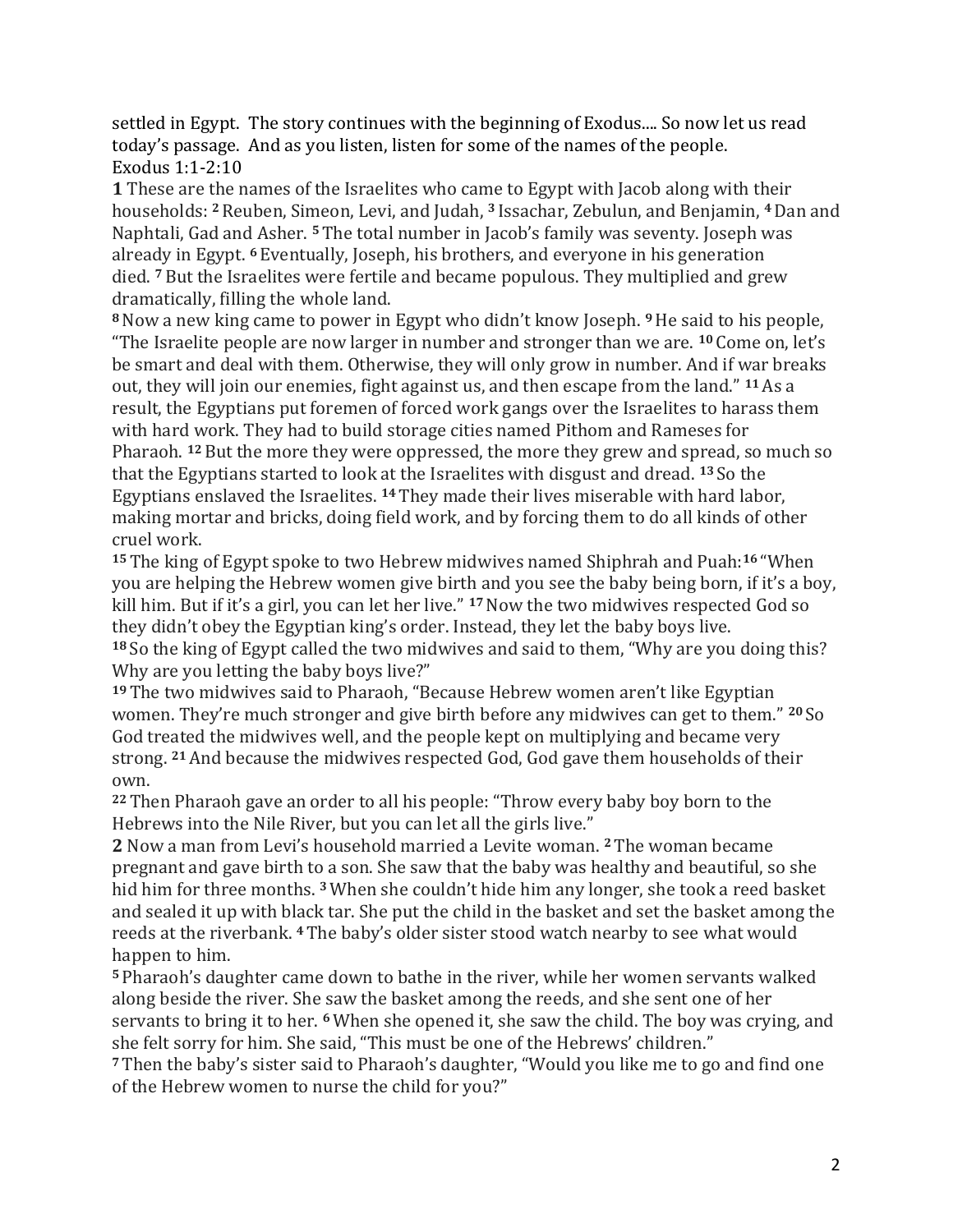settled in Egypt. The story continues with the beginning of Exodus.... So now let us read today's passage. And as you listen, listen for some of the names of the people.
Exodus 1:1-2:10

**1** These are the names of the Israelites who came to Egypt with Jacob along with their households: **2** Reuben, Simeon, Levi, and Judah, **3** Issachar, Zebulun, and Benjamin, **4** Dan and Naphtali, Gad and Asher. **5** The total number in Jacob's family was seventy. Joseph was already in Egypt. **6** Eventually, Joseph, his brothers, and everyone in his generation died. **7** But the Israelites were fertile and became populous. They multiplied and grew dramatically, filling the whole land.

**8** Now a new king came to power in Egypt who didn't know Joseph. **9** He said to his people, "The Israelite people are now larger in number and stronger than we are. **10** Come on, let's be smart and deal with them. Otherwise, they will only grow in number. And if war breaks out, they will join our enemies, fight against us, and then escape from the land." **11** As a result, the Egyptians put foremen of forced work gangs over the Israelites to harass them with hard work. They had to build storage cities named Pithom and Rameses for Pharaoh. **12** But the more they were oppressed, the more they grew and spread, so much so that the Egyptians started to look at the Israelites with disgust and dread. **13** So the Egyptians enslaved the Israelites. **14** They made their lives miserable with hard labor, making mortar and bricks, doing field work, and by forcing them to do all kinds of other cruel work.

**15** The king of Egypt spoke to two Hebrew midwives named Shiphrah and Puah: **16** "When you are helping the Hebrew women give birth and you see the baby being born, if it's a boy, kill him. But if it's a girl, you can let her live." **17** Now the two midwives respected God so they didn't obey the Egyptian king's order. Instead, they let the baby boys live.

**18** So the king of Egypt called the two midwives and said to them, "Why are you doing this? Why are you letting the baby boys live?"

**19** The two midwives said to Pharaoh, "Because Hebrew women aren't like Egyptian women. They're much stronger and give birth before any midwives can get to them." **20** So God treated the midwives well, and the people kept on multiplying and became very strong. **21** And because the midwives respected God, God gave them households of their own.

**22** Then Pharaoh gave an order to all his people: "Throw every baby boy born to the Hebrews into the Nile River, but you can let all the girls live."

**2** Now a man from Levi's household married a Levite woman. **2** The woman became pregnant and gave birth to a son. She saw that the baby was healthy and beautiful, so she hid him for three months. **3** When she couldn't hide him any longer, she took a reed basket and sealed it up with black tar. She put the child in the basket and set the basket among the reeds at the riverbank. **4** The baby's older sister stood watch nearby to see what would happen to him.

**5** Pharaoh's daughter came down to bathe in the river, while her women servants walked along beside the river. She saw the basket among the reeds, and she sent one of her servants to bring it to her. **6** When she opened it, she saw the child. The boy was crying, and she felt sorry for him. She said, "This must be one of the Hebrews' children."

**7** Then the baby's sister said to Pharaoh's daughter, "Would you like me to go and find one of the Hebrew women to nurse the child for you?"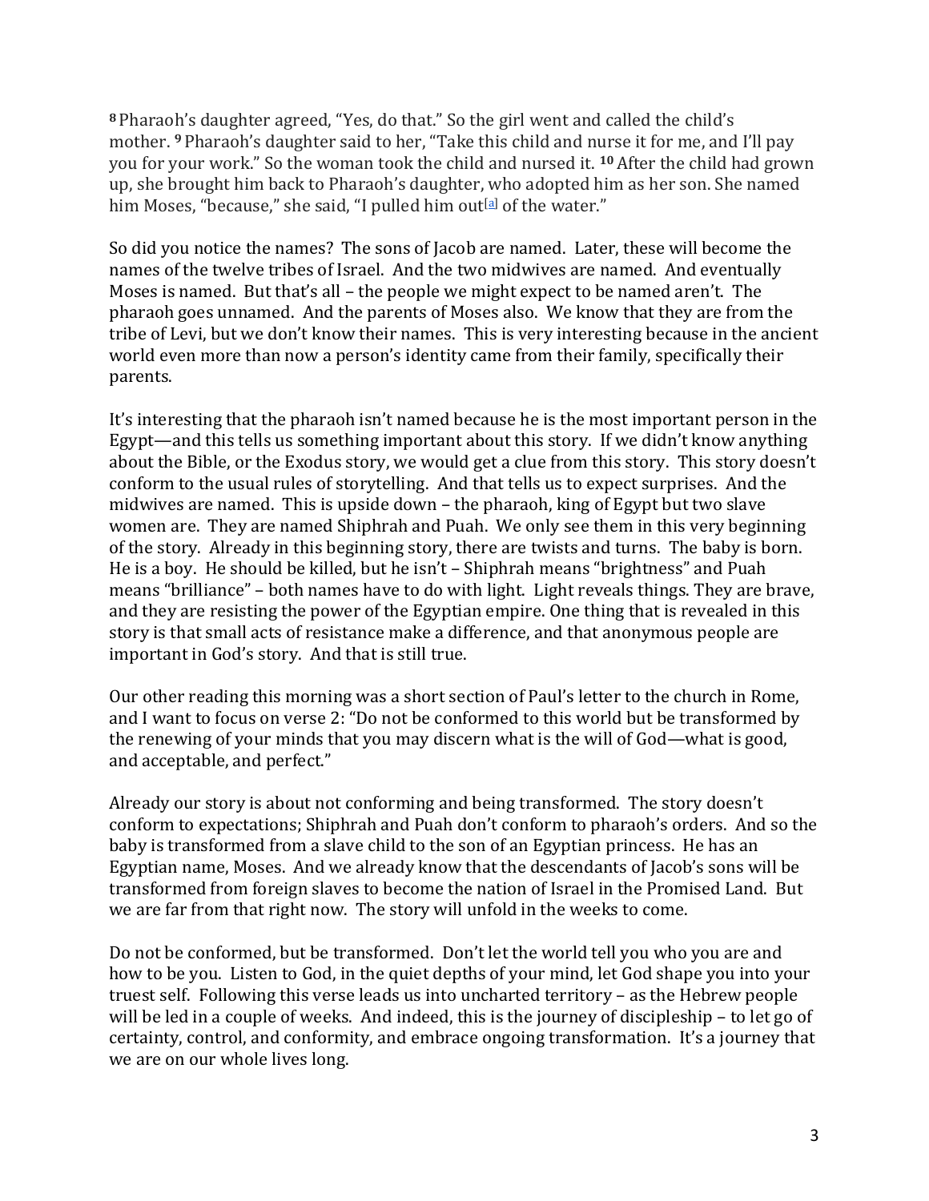**8** Pharaoh's daughter agreed, "Yes, do that." So the girl went and called the child's mother. **9** Pharaoh's daughter said to her, "Take this child and nurse it for me, and I'll pay you for your work." So the woman took the child and nursed it. **10** After the child had grown up, she brought him back to Pharaoh's daughter, who adopted him as her son. She named him Moses, "because," she said, "I pulled him out[a] of the water."

So did you notice the names? The sons of Jacob are named. Later, these will become the names of the twelve tribes of Israel. And the two midwives are named. And eventually Moses is named. But that's all – the people we might expect to be named aren't. The pharaoh goes unnamed. And the parents of Moses also. We know that they are from the tribe of Levi, but we don't know their names. This is very interesting because in the ancient world even more than now a person's identity came from their family, specifically their parents.

It's interesting that the pharaoh isn't named because he is the most important person in the Egypt—and this tells us something important about this story. If we didn't know anything about the Bible, or the Exodus story, we would get a clue from this story. This story doesn't conform to the usual rules of storytelling. And that tells us to expect surprises. And the midwives are named. This is upside down – the pharaoh, king of Egypt but two slave women are. They are named Shiphrah and Puah. We only see them in this very beginning of the story. Already in this beginning story, there are twists and turns. The baby is born. He is a boy. He should be killed, but he isn't – Shiphrah means "brightness" and Puah means "brilliance" – both names have to do with light. Light reveals things. They are brave, and they are resisting the power of the Egyptian empire. One thing that is revealed in this story is that small acts of resistance make a difference, and that anonymous people are important in God's story. And that is still true.

Our other reading this morning was a short section of Paul's letter to the church in Rome, and I want to focus on verse 2: "Do not be conformed to this world but be transformed by the renewing of your minds that you may discern what is the will of God—what is good, and acceptable, and perfect."

Already our story is about not conforming and being transformed. The story doesn't conform to expectations; Shiphrah and Puah don't conform to pharaoh's orders. And so the baby is transformed from a slave child to the son of an Egyptian princess. He has an Egyptian name, Moses. And we already know that the descendants of Jacob's sons will be transformed from foreign slaves to become the nation of Israel in the Promised Land. But we are far from that right now. The story will unfold in the weeks to come.

Do not be conformed, but be transformed. Don't let the world tell you who you are and how to be you. Listen to God, in the quiet depths of your mind, let God shape you into your truest self. Following this verse leads us into uncharted territory – as the Hebrew people will be led in a couple of weeks. And indeed, this is the journey of discipleship – to let go of certainty, control, and conformity, and embrace ongoing transformation. It's a journey that we are on our whole lives long.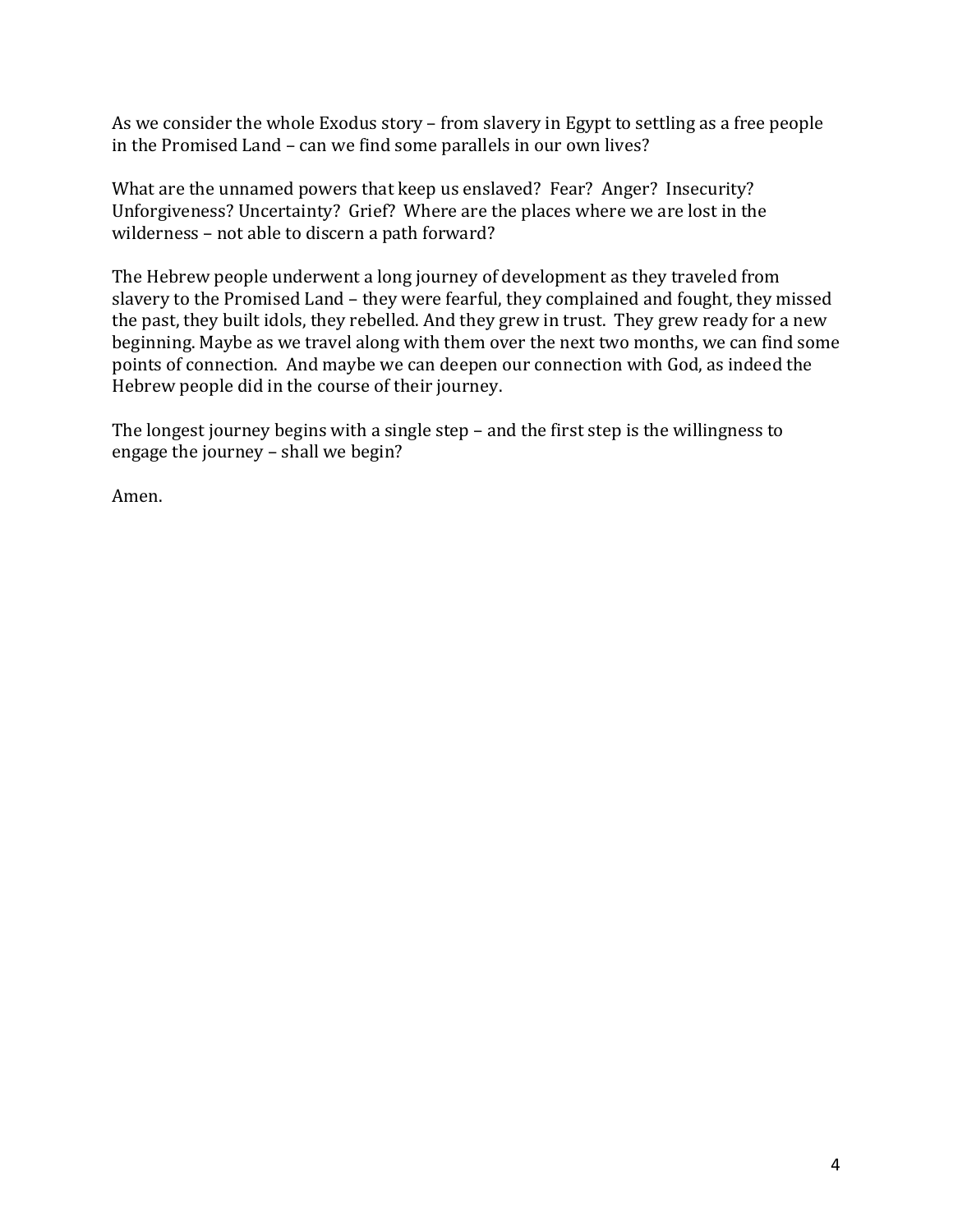As we consider the whole Exodus story – from slavery in Egypt to settling as a free people in the Promised Land – can we find some parallels in our own lives?

What are the unnamed powers that keep us enslaved? Fear? Anger? Insecurity? Unforgiveness? Uncertainty? Grief? Where are the places where we are lost in the wilderness – not able to discern a path forward?

The Hebrew people underwent a long journey of development as they traveled from slavery to the Promised Land – they were fearful, they complained and fought, they missed the past, they built idols, they rebelled. And they grew in trust. They grew ready for a new beginning. Maybe as we travel along with them over the next two months, we can find some points of connection. And maybe we can deepen our connection with God, as indeed the Hebrew people did in the course of their journey.

The longest journey begins with a single step – and the first step is the willingness to engage the journey – shall we begin?

Amen.